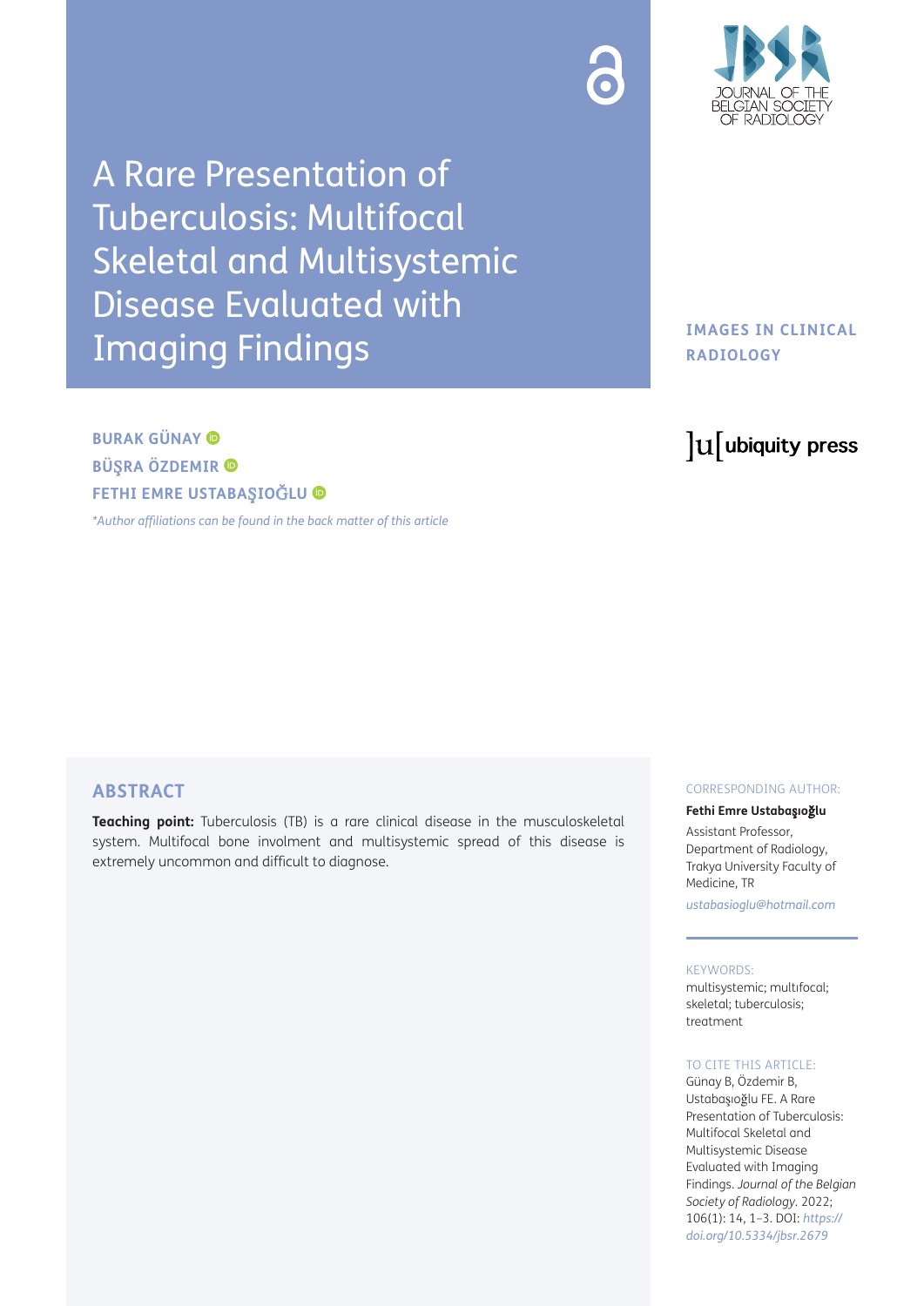# A Rare Presentation of Tuberculosis: Multifocal Skeletal and Multisystemic Disease Evaluated with Imaging Findings

**IMAGES IN CLINICAL RADIOLOGY**

**BURAK GÜNAY**
**BÜŞRA ÖZDEMIR**
**FETHI EMRE USTABAŞIOĞLU**

*\*Author affiliations can be found in the back matter of this article*

## ABSTRACT

**Teaching point:** Tuberculosis (TB) is a rare clinical disease in the musculoskeletal system. Multifocal bone involment and multisystemic spread of this disease is extremely uncommon and difficult to diagnose.

CORRESPONDING AUTHOR:

**Fethi Emre Ustabaşıoğlu**

Assistant Professor, Department of Radiology, Trakya University Faculty of Medicine, TR

*ustabasioglu@hotmail.com*

KEYWORDS:

multisystemic; multıfocal; skeletal; tuberculosis; treatment

TO CITE THIS ARTICLE:

Günay B, Özdemir B, Ustabaşıoğlu FE. A Rare Presentation of Tuberculosis: Multifocal Skeletal and Multisystemic Disease Evaluated with Imaging Findings. *Journal of the Belgian Society of Radiology*. 2022; 106(1): 14, 1–3. DOI: *https://doi.org/10.5334/jbsr.2679*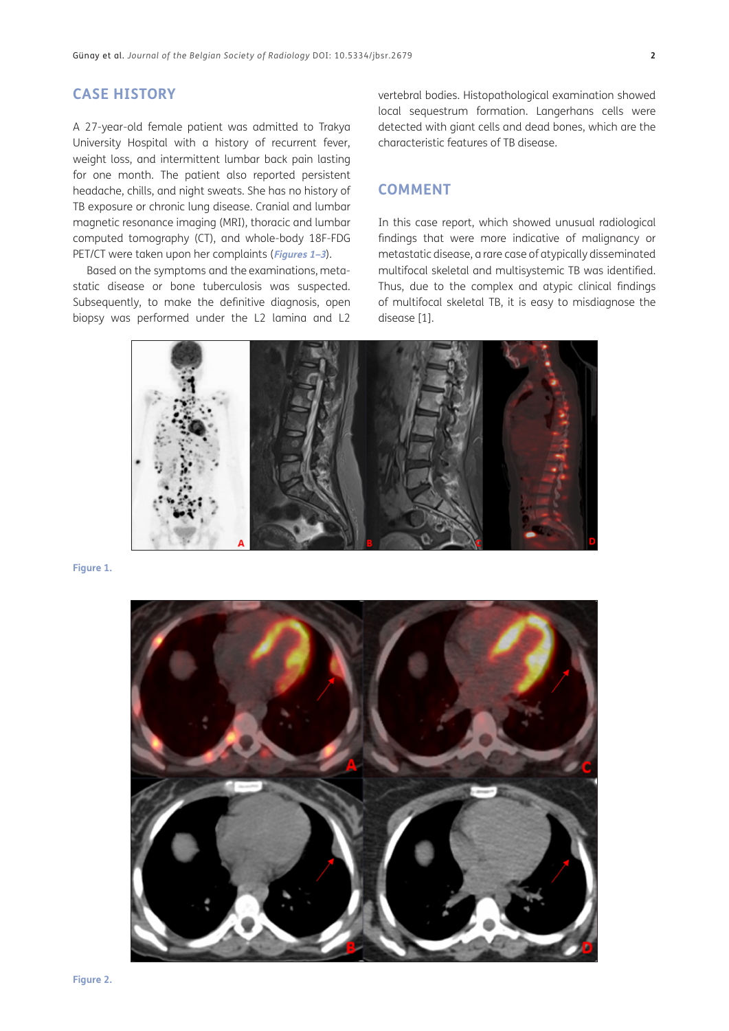## CASE HISTORY

A 27-year-old female patient was admitted to Trakya University Hospital with a history of recurrent fever, weight loss, and intermittent lumbar back pain lasting for one month. The patient also reported persistent headache, chills, and night sweats. She has no history of TB exposure or chronic lung disease. Cranial and lumbar magnetic resonance imaging (MRI), thoracic and lumbar computed tomography (CT), and whole-body 18F-FDG PET/CT were taken upon her complaints (*Figures 1–3*).

Based on the symptoms and the examinations, metastatic disease or bone tuberculosis was suspected. Subsequently, to make the definitive diagnosis, open biopsy was performed under the L2 lamina and L2 vertebral bodies. Histopathological examination showed local sequestrum formation. Langerhans cells were detected with giant cells and dead bones, which are the characteristic features of TB disease.

## COMMENT

In this case report, which showed unusual radiological findings that were more indicative of malignancy or metastatic disease, a rare case of atypically disseminated multifocal skeletal and multisystemic TB was identified. Thus, due to the complex and atypic clinical findings of multifocal skeletal TB, it is easy to misdiagnose the disease [1].

**Figure 1.**

**Figure 2.**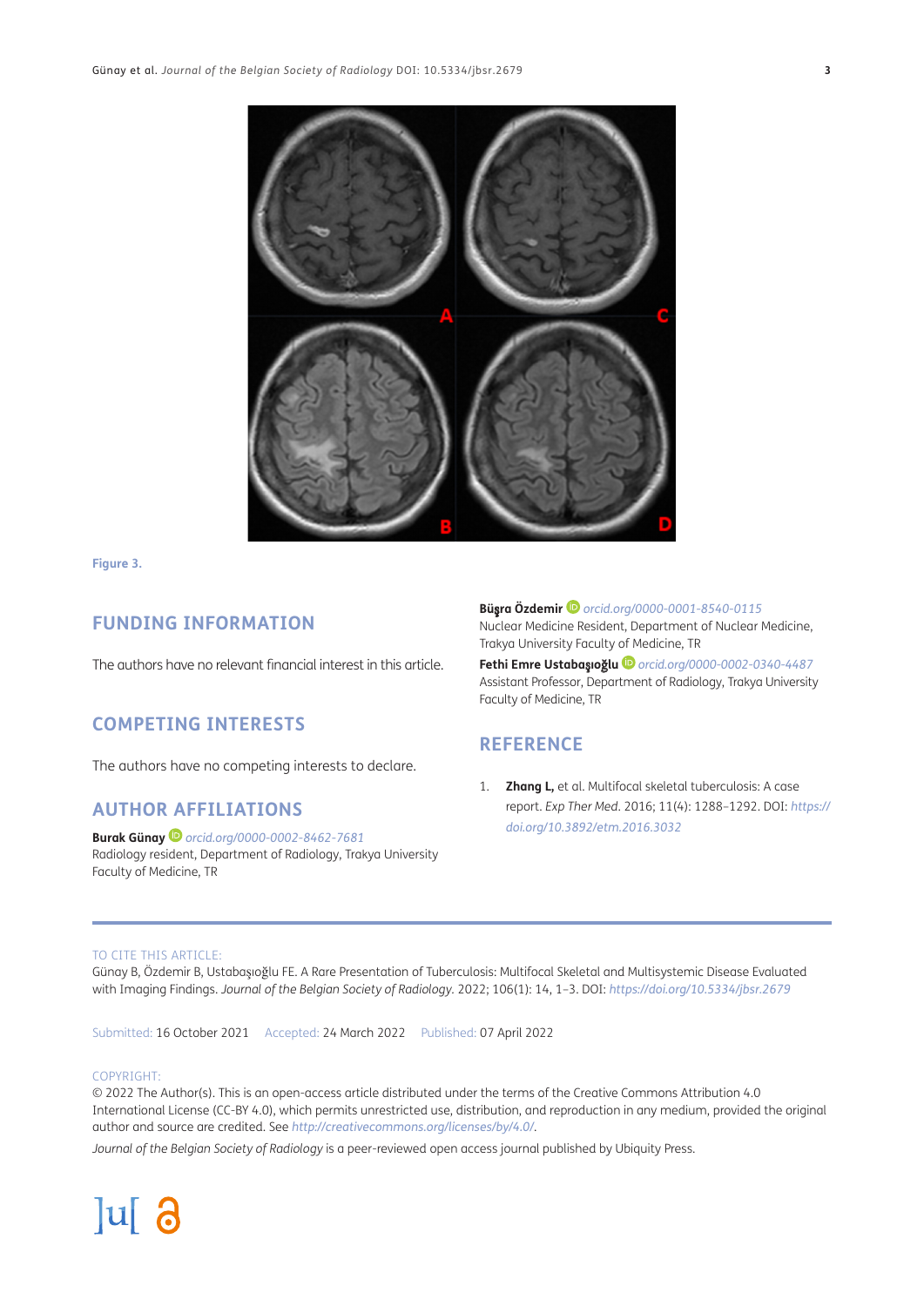Figure 3.

## FUNDING INFORMATION

The authors have no relevant financial interest in this article.

## COMPETING INTERESTS

The authors have no competing interests to declare.

## AUTHOR AFFILIATIONS

**Burak Günay** orcid.org/0000-0002-8462-7681
Radiology resident, Department of Radiology, Trakya University Faculty of Medicine, TR

**Büşra Özdemir** orcid.org/0000-0001-8540-0115
Nuclear Medicine Resident, Department of Nuclear Medicine, Trakya University Faculty of Medicine, TR

**Fethi Emre Ustabaşıoğlu** orcid.org/0000-0002-0340-4487
Assistant Professor, Department of Radiology, Trakya University Faculty of Medicine, TR

## REFERENCE

1. **Zhang L,** et al. Multifocal skeletal tuberculosis: A case report. *Exp Ther Med.* 2016; 11(4): 1288–1292. DOI: *https://doi.org/10.3892/etm.2016.3032*

TO CITE THIS ARTICLE:
Günay B, Özdemir B, Ustabaşıoğlu FE. A Rare Presentation of Tuberculosis: Multifocal Skeletal and Multisystemic Disease Evaluated with Imaging Findings. *Journal of the Belgian Society of Radiology.* 2022; 106(1): 14, 1–3. DOI: *https://doi.org/10.5334/jbsr.2679*

Submitted: 16 October 2021 Accepted: 24 March 2022 Published: 07 April 2022

COPYRIGHT:
© 2022 The Author(s). This is an open-access article distributed under the terms of the Creative Commons Attribution 4.0 International License (CC-BY 4.0), which permits unrestricted use, distribution, and reproduction in any medium, provided the original author and source are credited. See *http://creativecommons.org/licenses/by/4.0/*.

*Journal of the Belgian Society of Radiology* is a peer-reviewed open access journal published by Ubiquity Press.